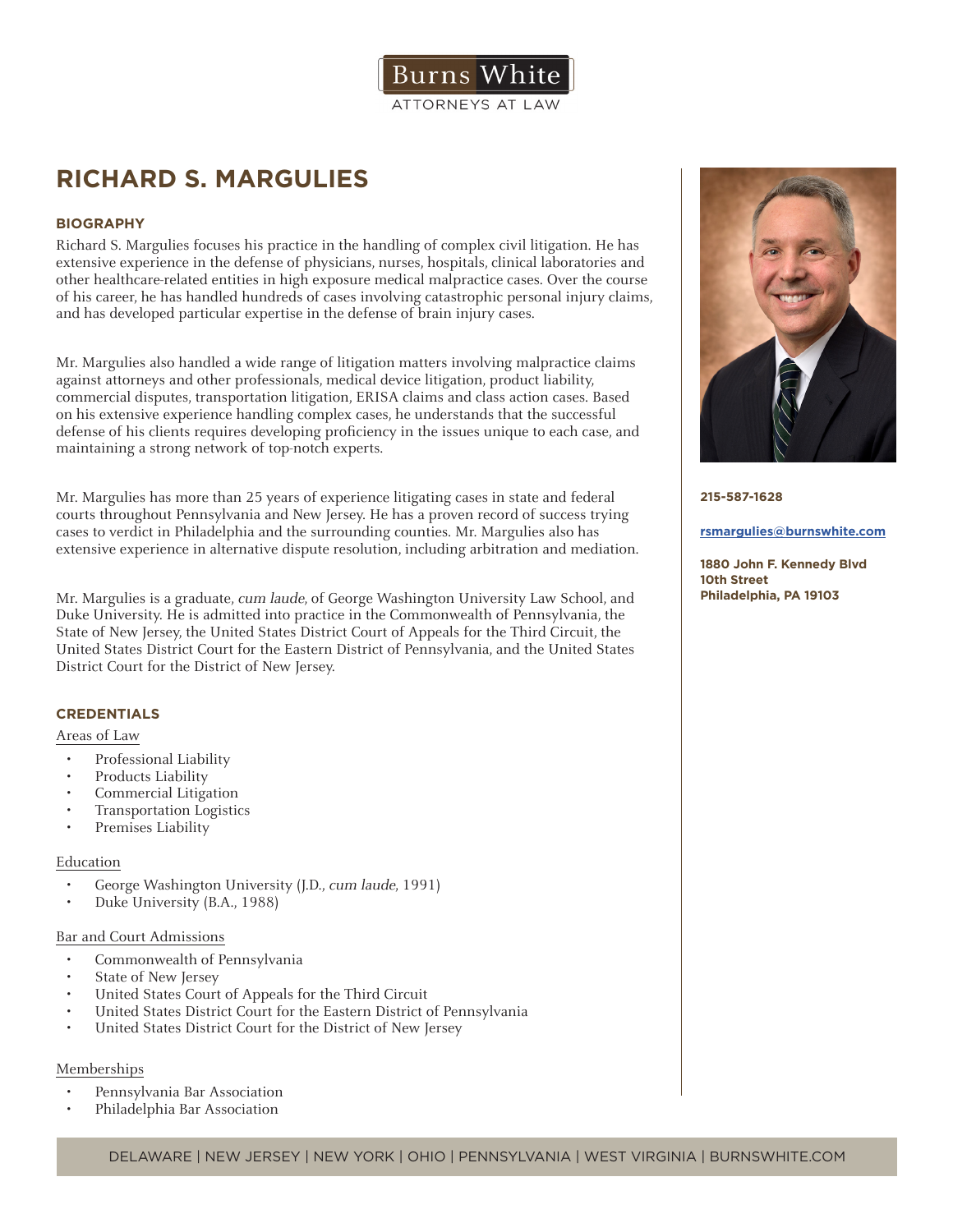# RICHARD S. MARGULIES

215-587-1628

rsmargulies@burnswhite.com

**1880 John F. Kennedy Blvd**
**10th Street**
**Philadelphia, PA 19103**

## BIOGRAPHY

Richard S. Margulies focuses his practice in the handling of complex civil litigation. He has extensive experience in the defense of physicians, nurses, hospitals, clinical laboratories and other healthcare-related entities in high exposure medical malpractice cases. Over the course of his career, he has handled hundreds of cases involving catastrophic personal injury claims, and has developed particular expertise in the defense of brain injury cases.

Mr. Margulies also handled a wide range of litigation matters involving malpractice claims against attorneys and other professionals, medical device litigation, product liability, commercial disputes, transportation litigation, ERISA claims and class action cases. Based on his extensive experience handling complex cases, he understands that the successful defense of his clients requires developing proficiency in the issues unique to each case, and maintaining a strong network of top-notch experts.

Mr. Margulies has more than 25 years of experience litigating cases in state and federal courts throughout Pennsylvania and New Jersey. He has a proven record of success trying cases to verdict in Philadelphia and the surrounding counties. Mr. Margulies also has extensive experience in alternative dispute resolution, including arbitration and mediation.

Mr. Margulies is a graduate, *cum laude*, of George Washington University Law School, and Duke University. He is admitted into practice in the Commonwealth of Pennsylvania, the State of New Jersey, the United States District Court of Appeals for the Third Circuit, the United States District Court for the Eastern District of Pennsylvania, and the United States District Court for the District of New Jersey.

## CREDENTIALS

### Areas of Law

- Professional Liability
- Products Liability
- Commercial Litigation
- Transportation Logistics
- Premises Liability

### Education

- George Washington University (J.D., *cum laude*, 1991)
- Duke University (B.A., 1988)

### Bar and Court Admissions

- Commonwealth of Pennsylvania
- State of New Jersey
- United States Court of Appeals for the Third Circuit
- United States District Court for the Eastern District of Pennsylvania
- United States District Court for the District of New Jersey

### Memberships

- Pennsylvania Bar Association
- Philadelphia Bar Association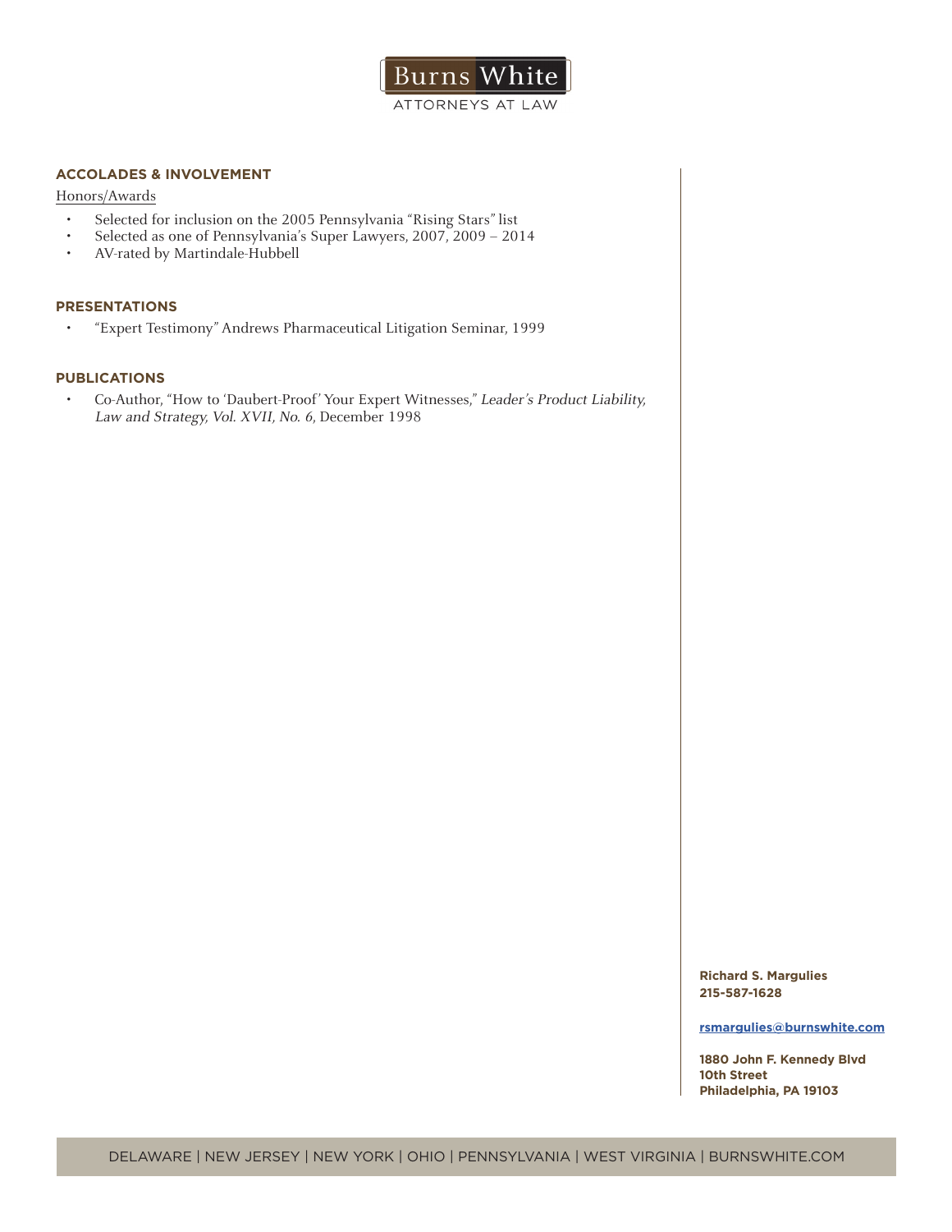## ACCOLADES & INVOLVEMENT

Honors/Awards

- Selected for inclusion on the 2005 Pennsylvania "Rising Stars" list
- Selected as one of Pennsylvania's Super Lawyers, 2007, 2009 – 2014
- AV-rated by Martindale-Hubbell

## PRESENTATIONS

- "Expert Testimony" Andrews Pharmaceutical Litigation Seminar, 1999

## PUBLICATIONS

- Co-Author, "How to 'Daubert-Proof' Your Expert Witnesses," *Leader's Product Liability, Law and Strategy, Vol. XVII, No. 6*, December 1998

**Richard S. Margulies**
**215-587-1628**

**rsmargulies@burnswhite.com**

**1880 John F. Kennedy Blvd**
**10th Street**
**Philadelphia, PA 19103**